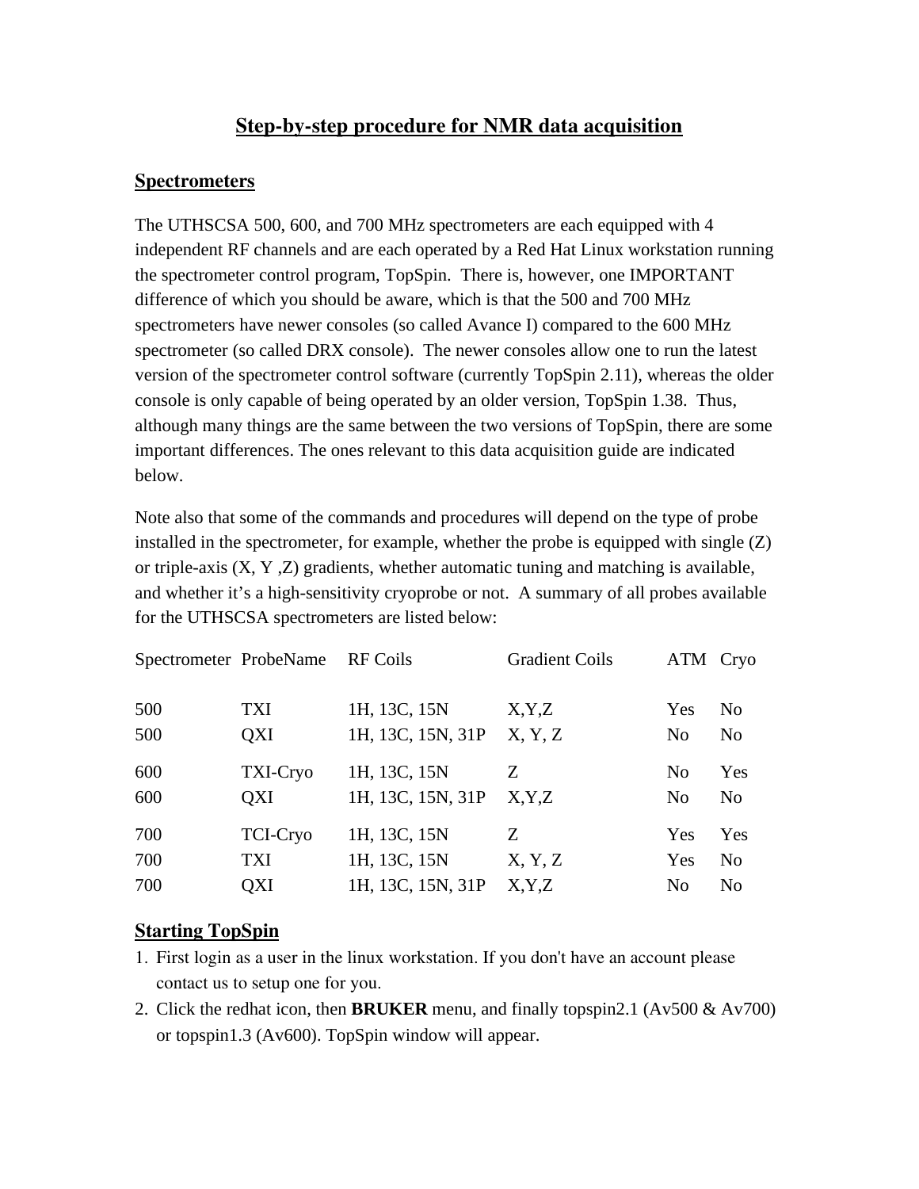# Step-by-step procedure for NMR data acquisition

## Spectrometers

The UTHSCSA 500, 600, and 700 MHz spectrometers are each equipped with 4 independent RF channels and are each operated by a Red Hat Linux workstation running the spectrometer control program, TopSpin. There is, however, one IMPORTANT difference of which you should be aware, which is that the 500 and 700 MHz spectrometers have newer consoles (so called Avance I) compared to the 600 MHz spectrometer (so called DRX console). The newer consoles allow one to run the latest version of the spectrometer control software (currently TopSpin 2.11), whereas the older console is only capable of being operated by an older version, TopSpin 1.38. Thus, although many things are the same between the two versions of TopSpin, there are some important differences. The ones relevant to this data acquisition guide are indicated below.

Note also that some of the commands and procedures will depend on the type of probe installed in the spectrometer, for example, whether the probe is equipped with single (Z) or triple-axis (X, Y ,Z) gradients, whether automatic tuning and matching is available, and whether it's a high-sensitivity cryoprobe or not. A summary of all probes available for the UTHSCSA spectrometers are listed below:

| Spectrometer | ProbeName | RF Coils | Gradient Coils | ATM | Cryo |
|---|---|---|---|---|---|
| 500 | TXI | 1H, 13C, 15N | X,Y,Z | Yes | No |
| 500 | QXI | 1H, 13C, 15N, 31P | X, Y, Z | No | No |
| 600 | TXI-Cryo | 1H, 13C, 15N | Z | No | Yes |
| 600 | QXI | 1H, 13C, 15N, 31P | X,Y,Z | No | No |
| 700 | TCI-Cryo | 1H, 13C, 15N | Z | Yes | Yes |
| 700 | TXI | 1H, 13C, 15N | X, Y, Z | Yes | No |
| 700 | QXI | 1H, 13C, 15N, 31P | X,Y,Z | No | No |

## Starting TopSpin

1. First login as a user in the linux workstation. If you don't have an account please contact us to setup one for you.
2. Click the redhat icon, then **BRUKER** menu, and finally topspin2.1 (Av500 & Av700) or topspin1.3 (Av600). TopSpin window will appear.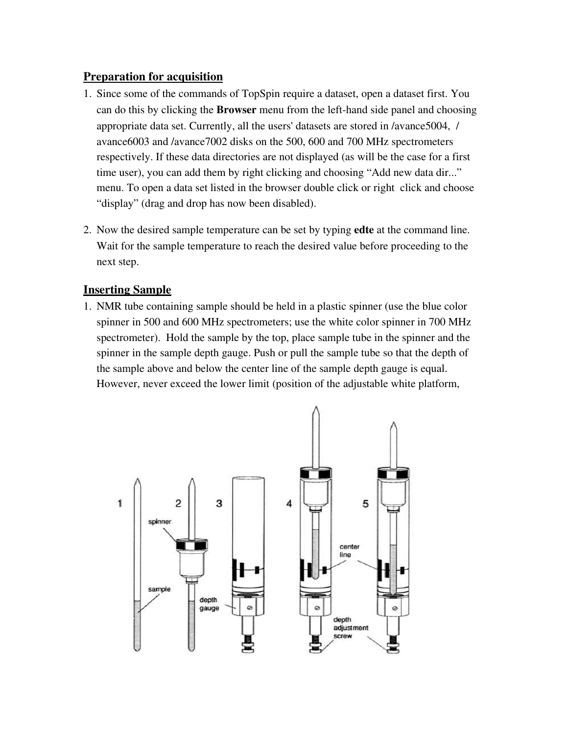## Preparation for acquisition

1. Since some of the commands of TopSpin require a dataset, open a dataset first. You can do this by clicking the **Browser** menu from the left-hand side panel and choosing appropriate data set. Currently, all the users' datasets are stored in /avance5004, /avance6003 and /avance7002 disks on the 500, 600 and 700 MHz spectrometers respectively. If these data directories are not displayed (as will be the case for a first time user), you can add them by right clicking and choosing “Add new data dir...” menu. To open a data set listed in the browser double click or right click and choose “display” (drag and drop has now been disabled).

2. Now the desired sample temperature can be set by typing **edte** at the command line. Wait for the sample temperature to reach the desired value before proceeding to the next step.

## Inserting Sample

1. NMR tube containing sample should be held in a plastic spinner (use the blue color spinner in 500 and 600 MHz spectrometers; use the white color spinner in 700 MHz spectrometer). Hold the sample by the top, place sample tube in the spinner and the spinner in the sample depth gauge. Push or pull the sample tube so that the depth of the sample above and below the center line of the sample depth gauge is equal. However, never exceed the lower limit (position of the adjustable white platform,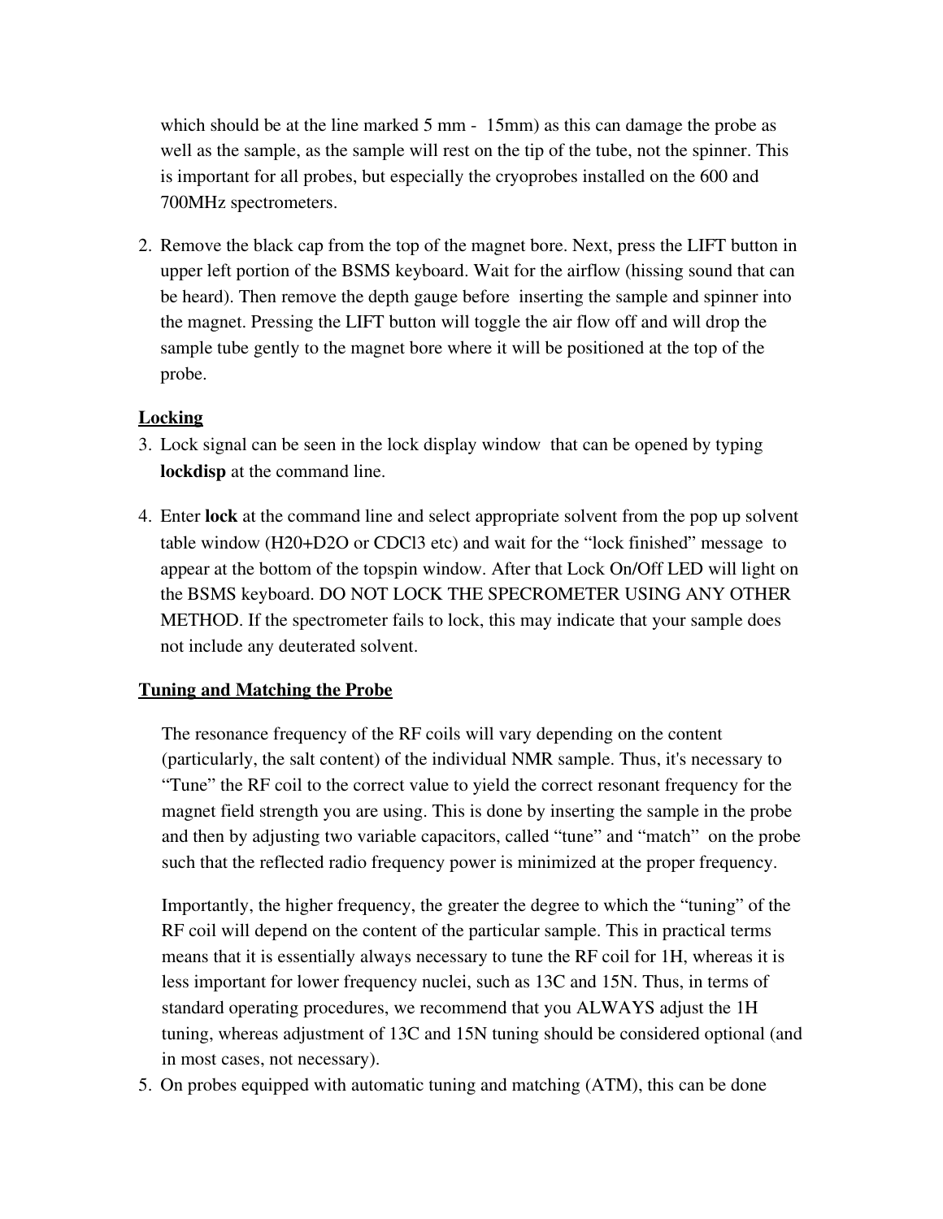which should be at the line marked 5 mm -  15mm) as this can damage the probe as well as the sample, as the sample will rest on the tip of the tube, not the spinner. This is important for all probes, but especially the cryoprobes installed on the 600 and 700MHz spectrometers.

2. Remove the black cap from the top of the magnet bore. Next, press the LIFT button in upper left portion of the BSMS keyboard. Wait for the airflow (hissing sound that can be heard). Then remove the depth gauge before  inserting the sample and spinner into the magnet. Pressing the LIFT button will toggle the air flow off and will drop the sample tube gently to the magnet bore where it will be positioned at the top of the probe.

**Locking**

3. Lock signal can be seen in the lock display window  that can be opened by typing **lockdisp** at the command line.

4. Enter **lock** at the command line and select appropriate solvent from the pop up solvent table window (H20+D2O or CDCl3 etc) and wait for the "lock finished" message  to appear at the bottom of the topspin window. After that Lock On/Off LED will light on the BSMS keyboard. DO NOT LOCK THE SPECROMETER USING ANY OTHER METHOD. If the spectrometer fails to lock, this may indicate that your sample does not include any deuterated solvent.

**Tuning and Matching the Probe**

The resonance frequency of the RF coils will vary depending on the content (particularly, the salt content) of the individual NMR sample. Thus, it's necessary to "Tune" the RF coil to the correct value to yield the correct resonant frequency for the magnet field strength you are using. This is done by inserting the sample in the probe and then by adjusting two variable capacitors, called "tune" and "match"  on the probe such that the reflected radio frequency power is minimized at the proper frequency.

Importantly, the higher frequency, the greater the degree to which the "tuning" of the RF coil will depend on the content of the particular sample. This in practical terms means that it is essentially always necessary to tune the RF coil for 1H, whereas it is less important for lower frequency nuclei, such as 13C and 15N. Thus, in terms of standard operating procedures, we recommend that you ALWAYS adjust the 1H tuning, whereas adjustment of 13C and 15N tuning should be considered optional (and in most cases, not necessary).

5. On probes equipped with automatic tuning and matching (ATM), this can be done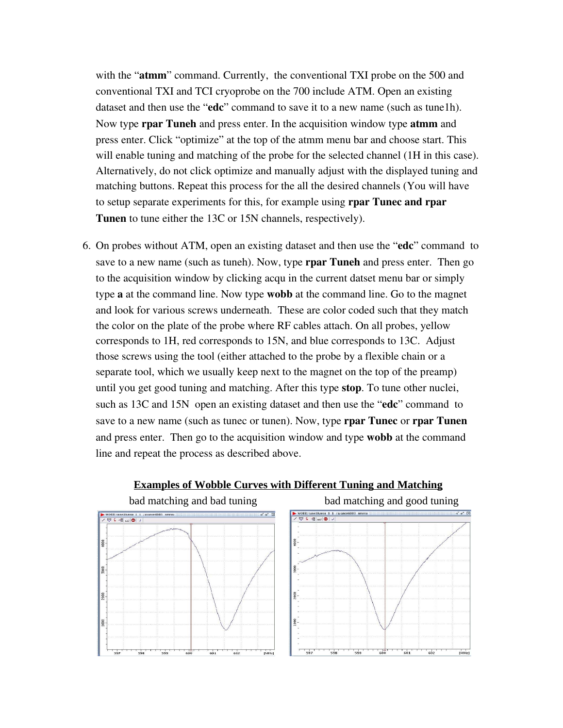with the "**atmm**" command. Currently, the conventional TXI probe on the 500 and conventional TXI and TCI cryoprobe on the 700 include ATM. Open an existing dataset and then use the "**edc**" command to save it to a new name (such as tune1h). Now type **rpar Tuneh** and press enter. In the acquisition window type **atmm** and press enter. Click "optimize" at the top of the atmm menu bar and choose start. This will enable tuning and matching of the probe for the selected channel (1H in this case). Alternatively, do not click optimize and manually adjust with the displayed tuning and matching buttons. Repeat this process for the all the desired channels (You will have to setup separate experiments for this, for example using **rpar Tunec and rpar Tunen** to tune either the 13C or 15N channels, respectively).

6. On probes without ATM, open an existing dataset and then use the "**edc**" command to save to a new name (such as tuneh). Now, type **rpar Tuneh** and press enter. Then go to the acquisition window by clicking acqu in the current datset menu bar or simply type **a** at the command line. Now type **wobb** at the command line. Go to the magnet and look for various screws underneath. These are color coded such that they match the color on the plate of the probe where RF cables attach. On all probes, yellow corresponds to 1H, red corresponds to 15N, and blue corresponds to 13C. Adjust those screws using the tool (either attached to the probe by a flexible chain or a separate tool, which we usually keep next to the magnet on the top of the preamp) until you get good tuning and matching. After this type **stop**. To tune other nuclei, such as 13C and 15N open an existing dataset and then use the "**edc**" command to save to a new name (such as tunec or tunen). Now, type **rpar Tunec** or **rpar Tunen** and press enter. Then go to the acquisition window and type **wobb** at the command line and repeat the process as described above.

**<u>Examples of Wobble Curves with Different Tuning and Matching</u>**

bad matching and bad tuning

bad matching and good tuning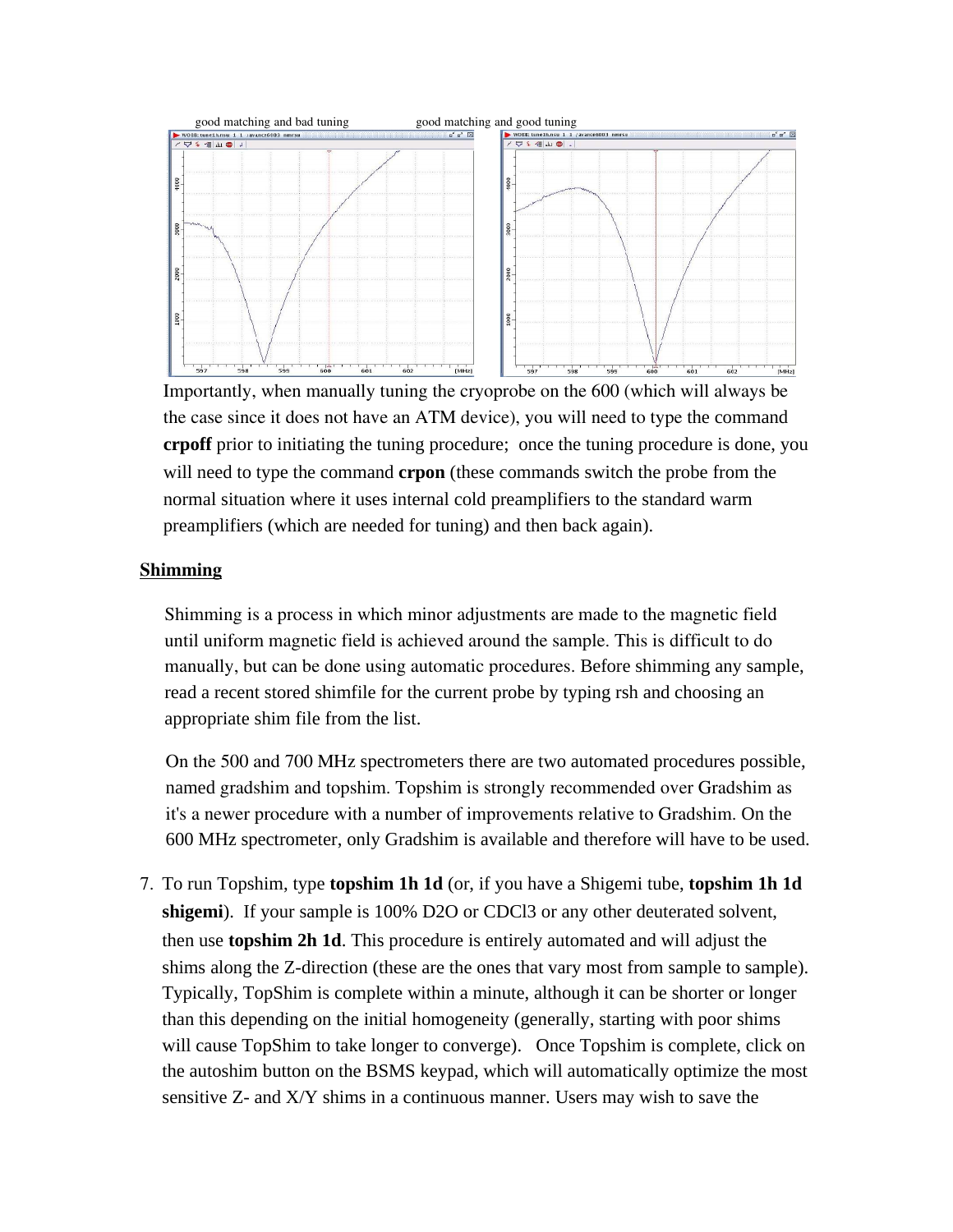good matching and bad tuning good matching and good tuning

Importantly, when manually tuning the cryoprobe on the 600 (which will always be the case since it does not have an ATM device), you will need to type the command **crpoff** prior to initiating the tuning procedure; once the tuning procedure is done, you will need to type the command **crpon** (these commands switch the probe from the normal situation where it uses internal cold preamplifiers to the standard warm preamplifiers (which are needed for tuning) and then back again).

## Shimming

Shimming is a process in which minor adjustments are made to the magnetic field until uniform magnetic field is achieved around the sample. This is difficult to do manually, but can be done using automatic procedures. Before shimming any sample, read a recent stored shimfile for the current probe by typing rsh and choosing an appropriate shim file from the list.

On the 500 and 700 MHz spectrometers there are two automated procedures possible, named gradshim and topshim. Topshim is strongly recommended over Gradshim as it's a newer procedure with a number of improvements relative to Gradshim. On the 600 MHz spectrometer, only Gradshim is available and therefore will have to be used.

7. To run Topshim, type **topshim 1h 1d** (or, if you have a Shigemi tube, **topshim 1h 1d shigemi**). If your sample is 100% D2O or CDCl3 or any other deuterated solvent, then use **topshim 2h 1d**. This procedure is entirely automated and will adjust the shims along the Z-direction (these are the ones that vary most from sample to sample). Typically, TopShim is complete within a minute, although it can be shorter or longer than this depending on the initial homogeneity (generally, starting with poor shims will cause TopShim to take longer to converge). Once Topshim is complete, click on the autoshim button on the BSMS keypad, which will automatically optimize the most sensitive Z- and X/Y shims in a continuous manner. Users may wish to save the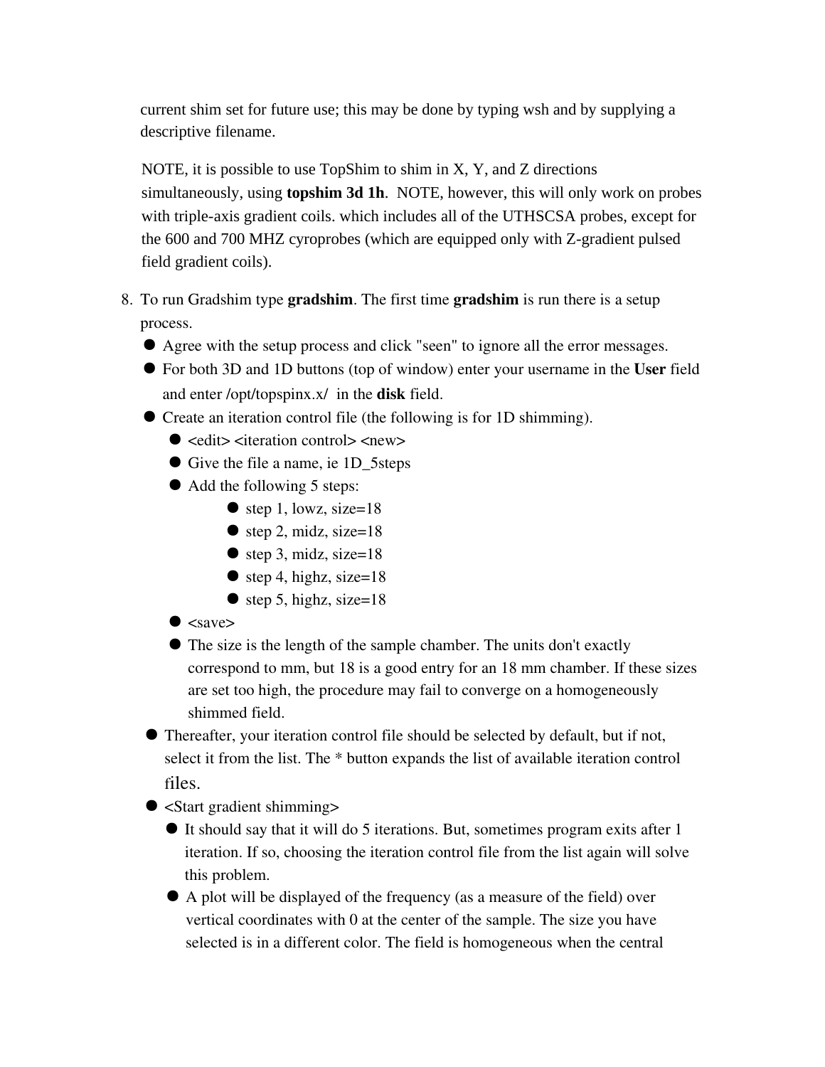current shim set for future use; this may be done by typing wsh and by supplying a descriptive filename.

NOTE, it is possible to use TopShim to shim in X, Y, and Z directions simultaneously, using **topshim 3d 1h**. NOTE, however, this will only work on probes with triple-axis gradient coils. which includes all of the UTHSCSA probes, except for the 600 and 700 MHZ cyroprobes (which are equipped only with Z-gradient pulsed field gradient coils).

8. To run Gradshim type **gradshim**. The first time **gradshim** is run there is a setup process.
   - Agree with the setup process and click "seen" to ignore all the error messages.
   - For both 3D and 1D buttons (top of window) enter your username in the **User** field and enter /opt/topspinx.x/ in the **disk** field.
   - Create an iteration control file (the following is for 1D shimming).
     - <edit> <iteration control> <new>
     - Give the file a name, ie 1D_5steps
     - Add the following 5 steps:
       - step 1, lowz, size=18
       - step 2, midz, size=18
       - step 3, midz, size=18
       - step 4, highz, size=18
       - step 5, highz, size=18
     - <save>
     - The size is the length of the sample chamber. The units don't exactly correspond to mm, but 18 is a good entry for an 18 mm chamber. If these sizes are set too high, the procedure may fail to converge on a homogeneously shimmed field.
   - Thereafter, your iteration control file should be selected by default, but if not, select it from the list. The * button expands the list of available iteration control files.
   - <Start gradient shimming>
     - It should say that it will do 5 iterations. But, sometimes program exits after 1 iteration. If so, choosing the iteration control file from the list again will solve this problem.
     - A plot will be displayed of the frequency (as a measure of the field) over vertical coordinates with 0 at the center of the sample. The size you have selected is in a different color. The field is homogeneous when the central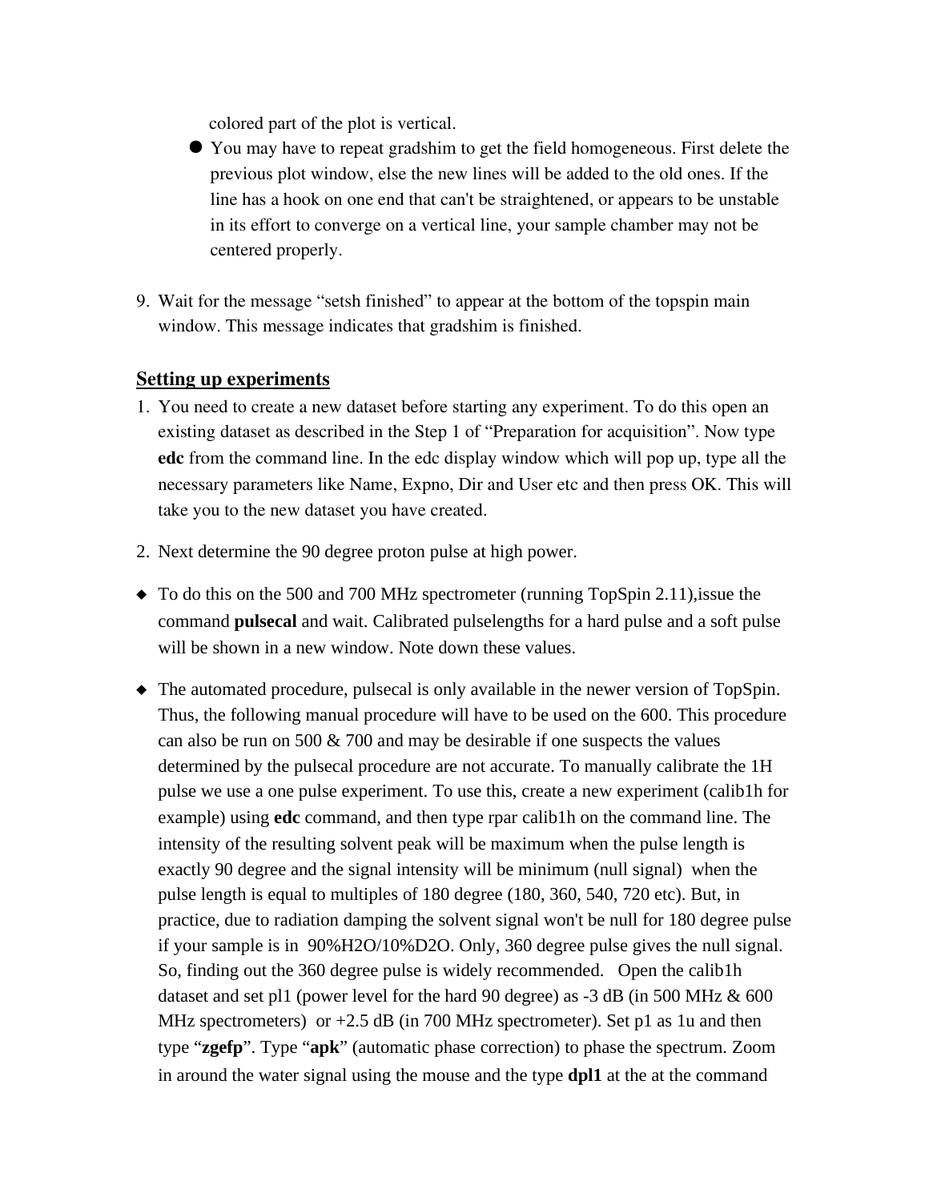colored part of the plot is vertical.

- You may have to repeat gradshim to get the field homogeneous. First delete the previous plot window, else the new lines will be added to the old ones. If the line has a hook on one end that can't be straightened, or appears to be unstable in its effort to converge on a vertical line, your sample chamber may not be centered properly.

9. Wait for the message "setsh finished" to appear at the bottom of the topspin main window. This message indicates that gradshim is finished.

## Setting up experiments

1. You need to create a new dataset before starting any experiment. To do this open an existing dataset as described in the Step 1 of "Preparation for acquisition". Now type **edc** from the command line. In the edc display window which will pop up, type all the necessary parameters like Name, Expno, Dir and User etc and then press OK. This will take you to the new dataset you have created.

2. Next determine the 90 degree proton pulse at high power.

- To do this on the 500 and 700 MHz spectrometer (running TopSpin 2.11),issue the command **pulsecal** and wait. Calibrated pulselengths for a hard pulse and a soft pulse will be shown in a new window. Note down these values.

- The automated procedure, pulsecal is only available in the newer version of TopSpin. Thus, the following manual procedure will have to be used on the 600. This procedure can also be run on 500 & 700 and may be desirable if one suspects the values determined by the pulsecal procedure are not accurate. To manually calibrate the 1H pulse we use a one pulse experiment. To use this, create a new experiment (calib1h for example) using **edc** command, and then type rpar calib1h on the command line. The intensity of the resulting solvent peak will be maximum when the pulse length is exactly 90 degree and the signal intensity will be minimum (null signal) when the pulse length is equal to multiples of 180 degree (180, 360, 540, 720 etc). But, in practice, due to radiation damping the solvent signal won't be null for 180 degree pulse if your sample is in 90%H2O/10%D2O. Only, 360 degree pulse gives the null signal. So, finding out the 360 degree pulse is widely recommended. Open the calib1h dataset and set pl1 (power level for the hard 90 degree) as -3 dB (in 500 MHz & 600 MHz spectrometers) or +2.5 dB (in 700 MHz spectrometer). Set p1 as 1u and then type "**zgefp**". Type "**apk**" (automatic phase correction) to phase the spectrum. Zoom in around the water signal using the mouse and the type **dpl1** at the at the command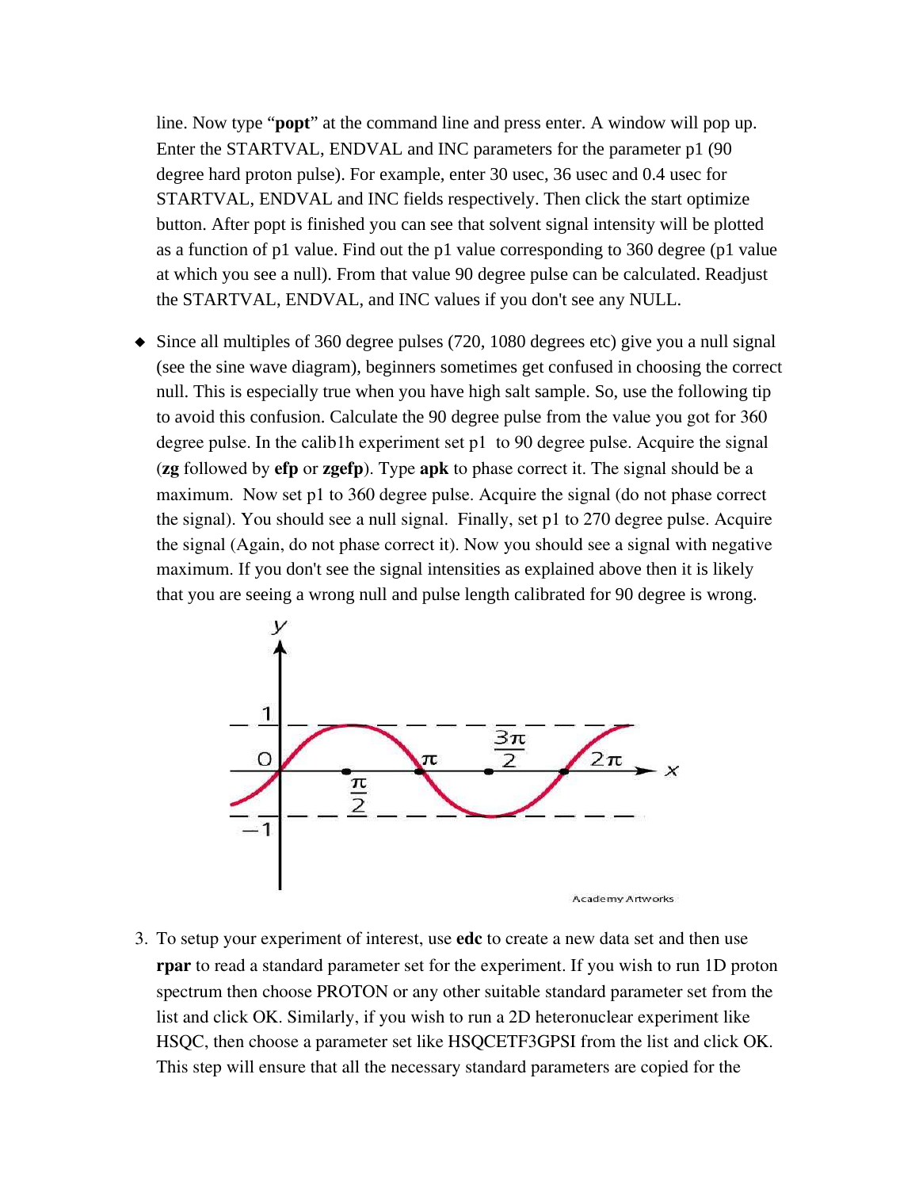line. Now type "**popt**" at the command line and press enter. A window will pop up. Enter the STARTVAL, ENDVAL and INC parameters for the parameter p1 (90 degree hard proton pulse). For example, enter 30 usec, 36 usec and 0.4 usec for STARTVAL, ENDVAL and INC fields respectively. Then click the start optimize button. After popt is finished you can see that solvent signal intensity will be plotted as a function of p1 value. Find out the p1 value corresponding to 360 degree (p1 value at which you see a null). From that value 90 degree pulse can be calculated. Readjust the STARTVAL, ENDVAL, and INC values if you don't see any NULL.

- Since all multiples of 360 degree pulses (720, 1080 degrees etc) give you a null signal (see the sine wave diagram), beginners sometimes get confused in choosing the correct null. This is especially true when you have high salt sample. So, use the following tip to avoid this confusion. Calculate the 90 degree pulse from the value you got for 360 degree pulse. In the calib1h experiment set p1 to 90 degree pulse. Acquire the signal (**zg** followed by **efp** or **zgefp**). Type **apk** to phase correct it. The signal should be a maximum. Now set p1 to 360 degree pulse. Acquire the signal (do not phase correct the signal). You should see a null signal. Finally, set p1 to 270 degree pulse. Acquire the signal (Again, do not phase correct it). Now you should see a signal with negative maximum. If you don't see the signal intensities as explained above then it is likely that you are seeing a wrong null and pulse length calibrated for 90 degree is wrong.

3. To setup your experiment of interest, use **edc** to create a new data set and then use **rpar** to read a standard parameter set for the experiment. If you wish to run 1D proton spectrum then choose PROTON or any other suitable standard parameter set from the list and click OK. Similarly, if you wish to run a 2D heteronuclear experiment like HSQC, then choose a parameter set like HSQCETF3GPSI from the list and click OK. This step will ensure that all the necessary standard parameters are copied for the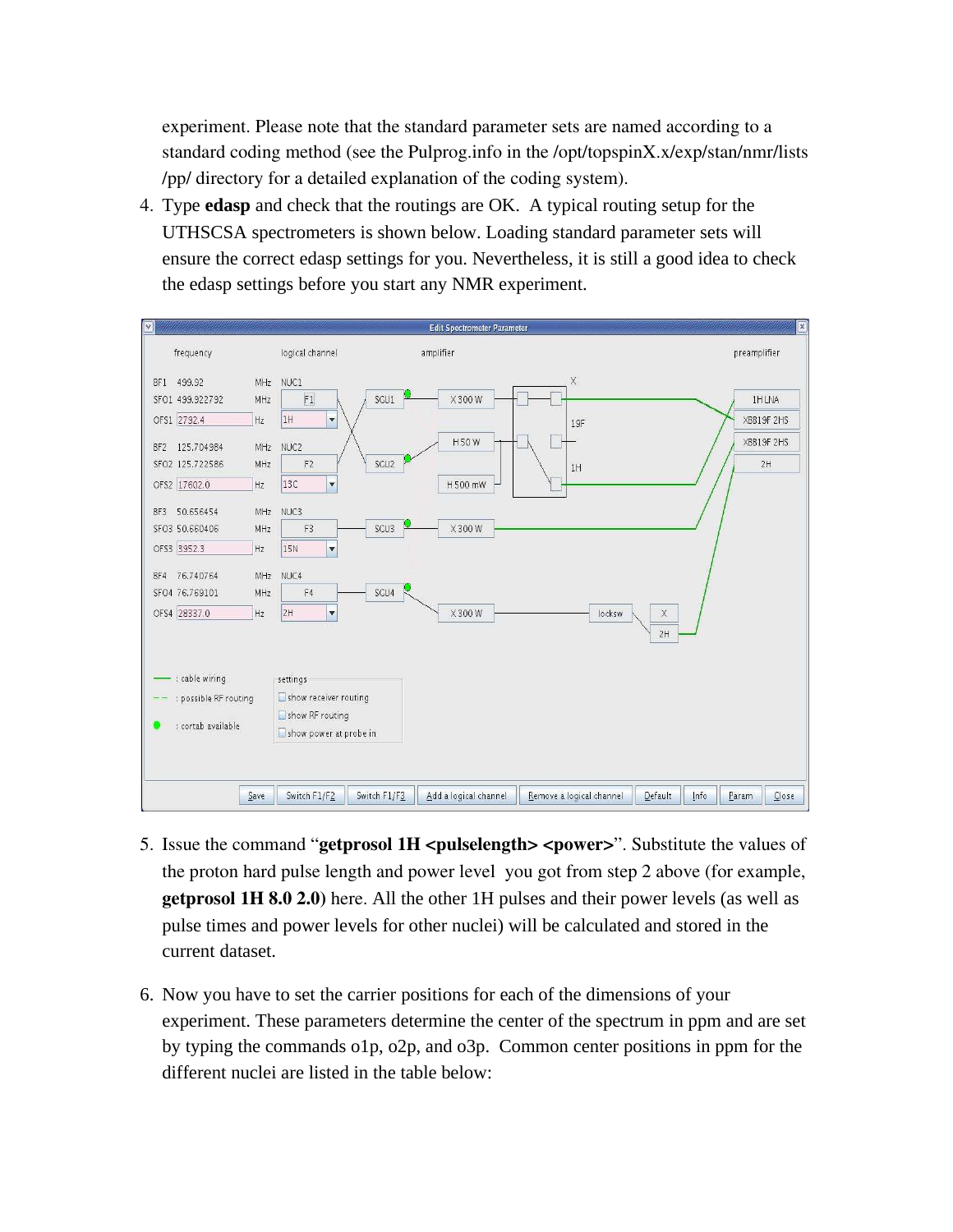experiment. Please note that the standard parameter sets are named according to a standard coding method (see the Pulprog.info in the /opt/topspinX.x/exp/stan/nmr/lists /pp/ directory for a detailed explanation of the coding system).

4. Type **edasp** and check that the routings are OK. A typical routing setup for the UTHSCSA spectrometers is shown below. Loading standard parameter sets will ensure the correct edasp settings for you. Nevertheless, it is still a good idea to check the edasp settings before you start any NMR experiment.

5. Issue the command "**getprosol 1H <pulselength> <power>**". Substitute the values of the proton hard pulse length and power level you got from step 2 above (for example, **getprosol 1H 8.0 2.0**) here. All the other 1H pulses and their power levels (as well as pulse times and power levels for other nuclei) will be calculated and stored in the current dataset.

6. Now you have to set the carrier positions for each of the dimensions of your experiment. These parameters determine the center of the spectrum in ppm and are set by typing the commands o1p, o2p, and o3p. Common center positions in ppm for the different nuclei are listed in the table below: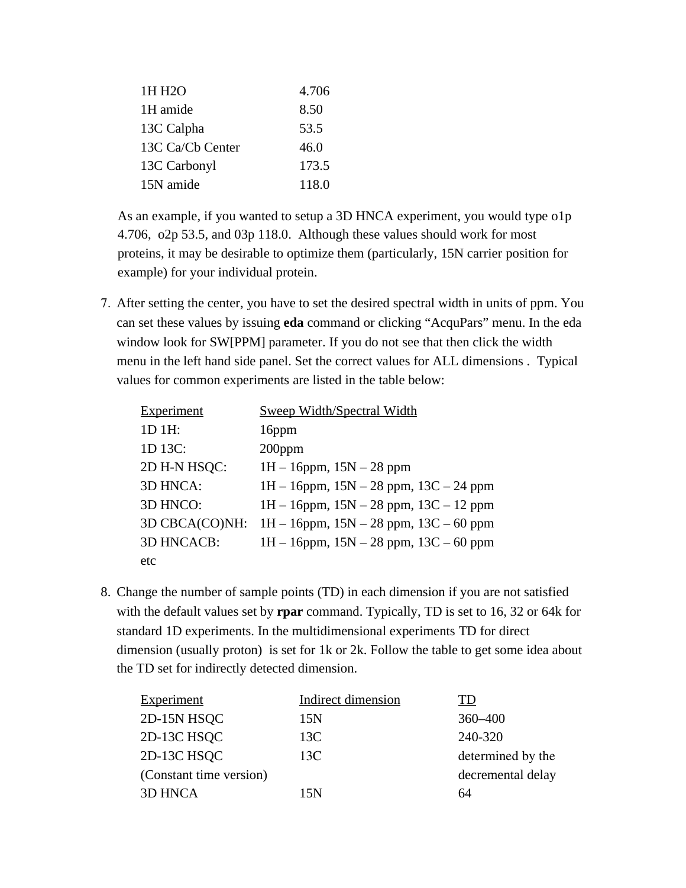| | |
|---|---|
| 1H H2O | 4.706 |
| 1H amide | 8.50 |
| 13C Calpha | 53.5 |
| 13C Ca/Cb Center | 46.0 |
| 13C Carbonyl | 173.5 |
| 15N amide | 118.0 |

As an example, if you wanted to setup a 3D HNCA experiment, you would type o1p 4.706, o2p 53.5, and 03p 118.0. Although these values should work for most proteins, it may be desirable to optimize them (particularly, 15N carrier position for example) for your individual protein.

7. After setting the center, you have to set the desired spectral width in units of ppm. You can set these values by issuing **eda** command or clicking "AcquPars" menu. In the eda window look for SW[PPM] parameter. If you do not see that then click the width menu in the left hand side panel. Set the correct values for ALL dimensions . Typical values for common experiments are listed in the table below:

| Experiment | Sweep Width/Spectral Width |
|---|---|
| 1D 1H: | 16ppm |
| 1D 13C: | 200ppm |
| 2D H-N HSQC: | 1H – 16ppm, 15N – 28 ppm |
| 3D HNCA: | 1H – 16ppm, 15N – 28 ppm, 13C – 24 ppm |
| 3D HNCO: | 1H – 16ppm, 15N – 28 ppm, 13C – 12 ppm |
| 3D CBCA(CO)NH: | 1H – 16ppm, 15N – 28 ppm, 13C – 60 ppm |
| 3D HNCACB: | 1H – 16ppm, 15N – 28 ppm, 13C – 60 ppm |
| etc | |

8. Change the number of sample points (TD) in each dimension if you are not satisfied with the default values set by **rpar** command. Typically, TD is set to 16, 32 or 64k for standard 1D experiments. In the multidimensional experiments TD for direct dimension (usually proton) is set for 1k or 2k. Follow the table to get some idea about the TD set for indirectly detected dimension.

| Experiment | Indirect dimension | TD |
|---|---|---|
| 2D-15N HSQC | 15N | 360–400 |
| 2D-13C HSQC | 13C | 240-320 |
| 2D-13C HSQC (Constant time version) | 13C | determined by the decremental delay |
| 3D HNCA | 15N | 64 |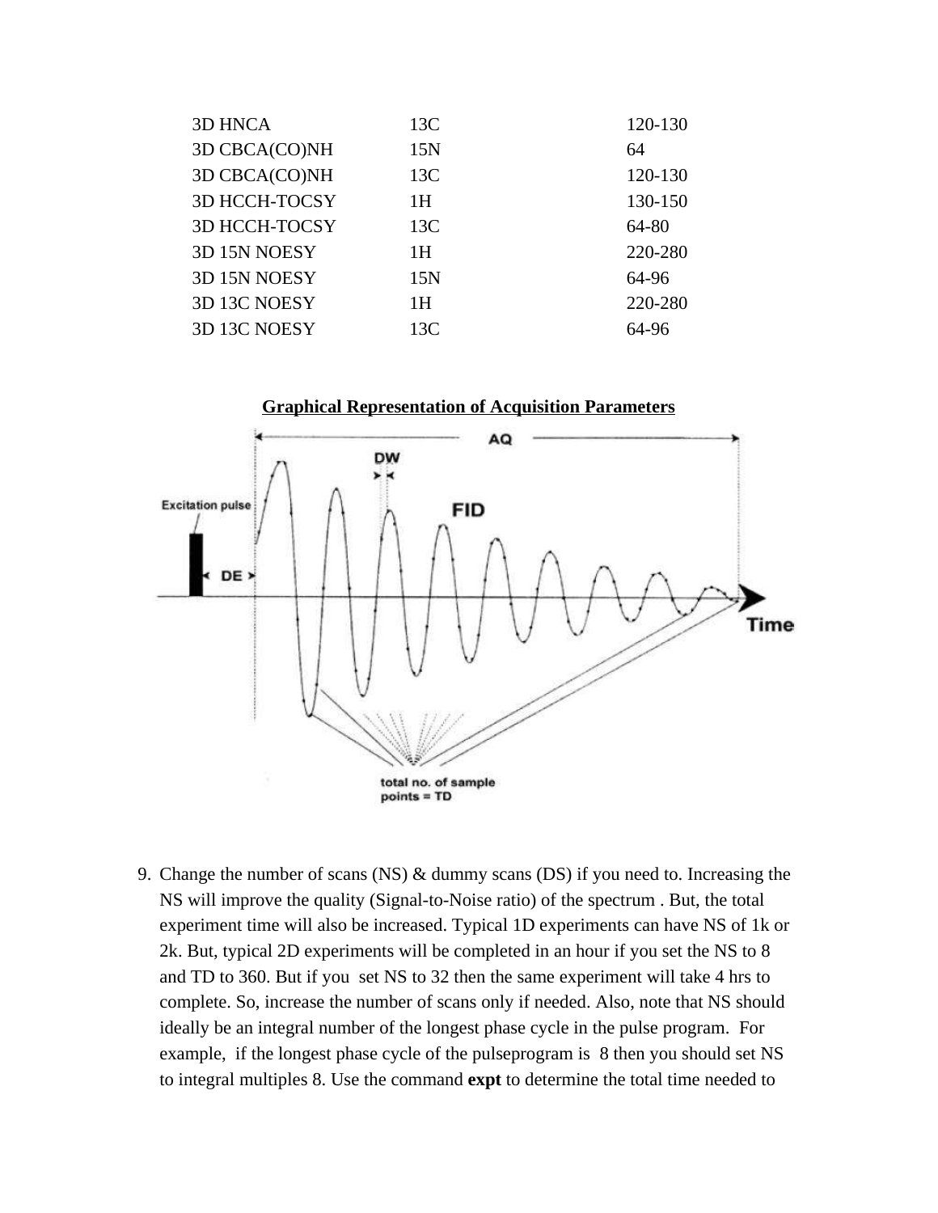| | | |
|---|---|---|
| 3D HNCA | 13C | 120-130 |
| 3D CBCA(CO)NH | 15N | 64 |
| 3D CBCA(CO)NH | 13C | 120-130 |
| 3D HCCH-TOCSY | 1H | 130-150 |
| 3D HCCH-TOCSY | 13C | 64-80 |
| 3D 15N NOESY | 1H | 220-280 |
| 3D 15N NOESY | 15N | 64-96 |
| 3D 13C NOESY | 1H | 220-280 |
| 3D 13C NOESY | 13C | 64-96 |

**Graphical Representation of Acquisition Parameters**

9. Change the number of scans (NS) & dummy scans (DS) if you need to. Increasing the NS will improve the quality (Signal-to-Noise ratio) of the spectrum . But, the total experiment time will also be increased. Typical 1D experiments can have NS of 1k or 2k. But, typical 2D experiments will be completed in an hour if you set the NS to 8 and TD to 360. But if you set NS to 32 then the same experiment will take 4 hrs to complete. So, increase the number of scans only if needed. Also, note that NS should ideally be an integral number of the longest phase cycle in the pulse program. For example, if the longest phase cycle of the pulseprogram is 8 then you should set NS to integral multiples 8. Use the command **expt** to determine the total time needed to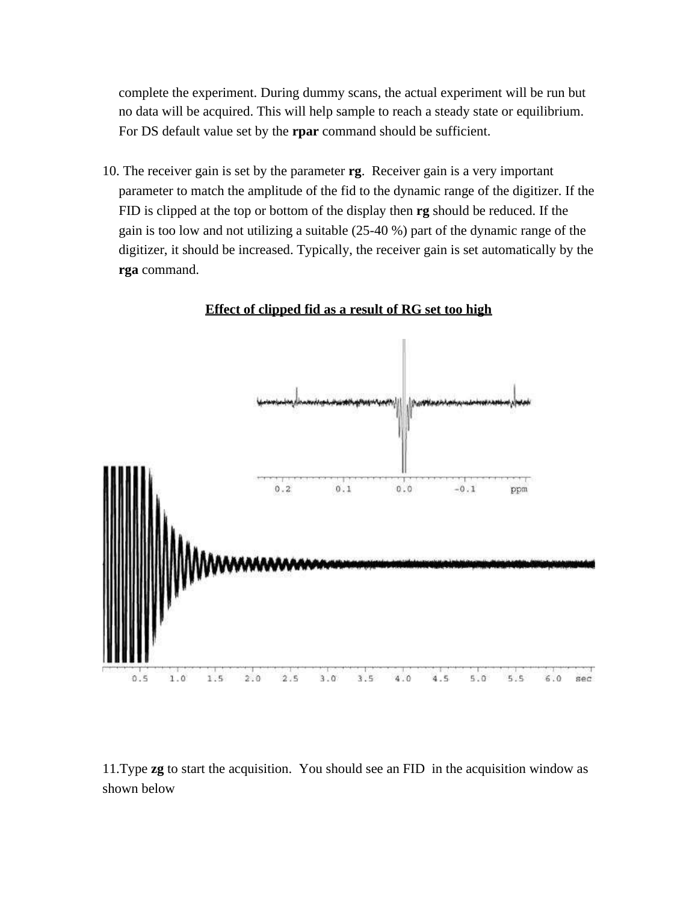complete the experiment. During dummy scans, the actual experiment will be run but no data will be acquired. This will help sample to reach a steady state or equilibrium. For DS default value set by the **rpar** command should be sufficient.

10. The receiver gain is set by the parameter **rg**. Receiver gain is a very important parameter to match the amplitude of the fid to the dynamic range of the digitizer. If the FID is clipped at the top or bottom of the display then **rg** should be reduced. If the gain is too low and not utilizing a suitable (25-40 %) part of the dynamic range of the digitizer, it should be increased. Typically, the receiver gain is set automatically by the **rga** command.

**Effect of clipped fid as a result of RG set too high**

11. Type **zg** to start the acquisition. You should see an FID in the acquisition window as shown below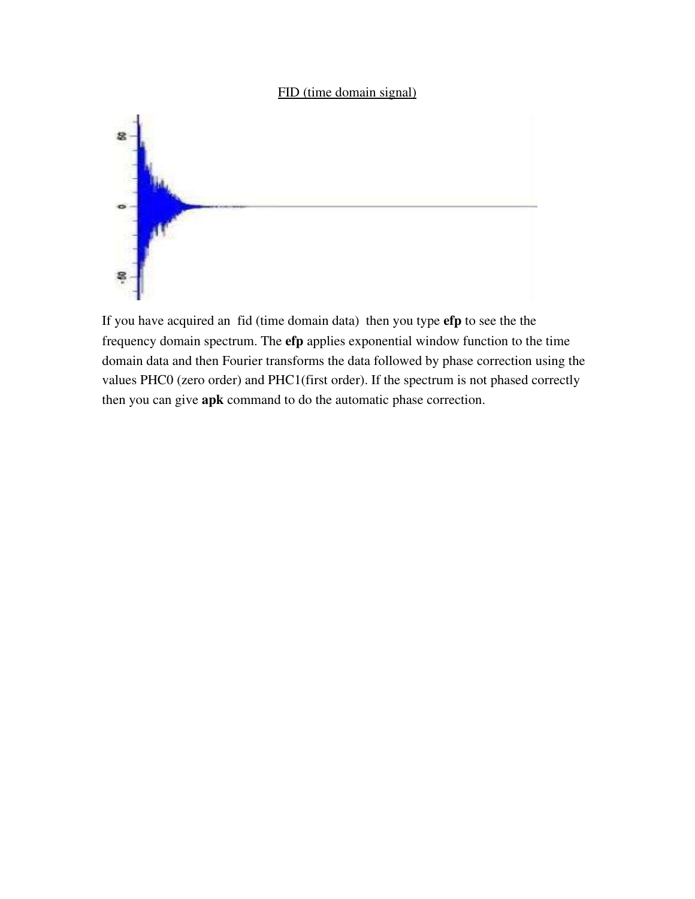<u>FID (time domain signal)</u>

50

0

-50

If you have acquired an fid (time domain data) then you type **efp** to see the the frequency domain spectrum. The **efp** applies exponential window function to the time domain data and then Fourier transforms the data followed by phase correction using the values PHC0 (zero order) and PHC1(first order). If the spectrum is not phased correctly then you can give **apk** command to do the automatic phase correction.